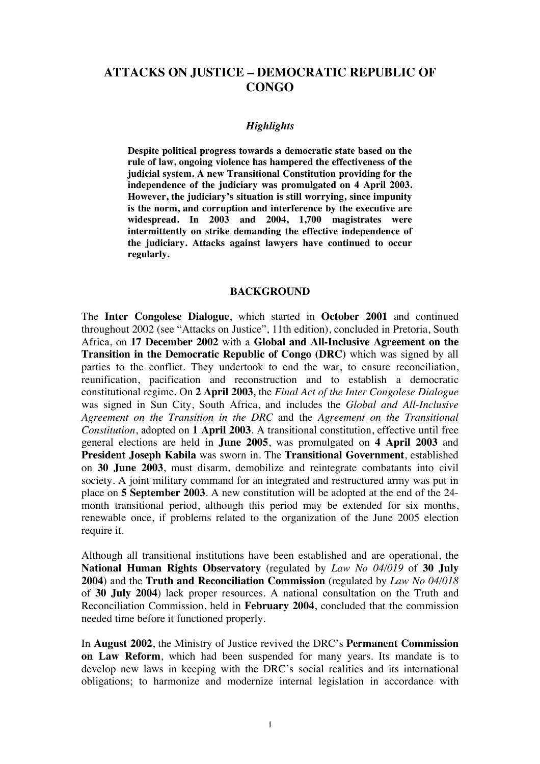# ATTACKS ON JUSTICE – DEMOCRATIC REPUBLIC OF CONGO

*Highlights*

**Despite political progress towards a democratic state based on the rule of law, ongoing violence has hampered the effectiveness of the judicial system. A new Transitional Constitution providing for the independence of the judiciary was promulgated on 4 April 2003. However, the judiciary's situation is still worrying, since impunity is the norm, and corruption and interference by the executive are widespread. In 2003 and 2004, 1,700 magistrates were intermittently on strike demanding the effective independence of the judiciary. Attacks against lawyers have continued to occur regularly.**

## BACKGROUND

The **Inter Congolese Dialogue**, which started in **October 2001** and continued throughout 2002 (see "Attacks on Justice", 11th edition), concluded in Pretoria, South Africa, on **17 December 2002** with a **Global and All-Inclusive Agreement on the Transition in the Democratic Republic of Congo (DRC)** which was signed by all parties to the conflict. They undertook to end the war, to ensure reconciliation, reunification, pacification and reconstruction and to establish a democratic constitutional regime. On **2 April 2003**, the *Final Act of the Inter Congolese Dialogue* was signed in Sun City, South Africa, and includes the *Global and All-Inclusive Agreement on the Transition in the DRC* and the *Agreement on the Transitional Constitution*, adopted on **1 April 2003**. A transitional constitution, effective until free general elections are held in **June 2005**, was promulgated on **4 April 2003** and **President Joseph Kabila** was sworn in. The **Transitional Government**, established on **30 June 2003**, must disarm, demobilize and reintegrate combatants into civil society. A joint military command for an integrated and restructured army was put in place on **5 September 2003**. A new constitution will be adopted at the end of the 24-month transitional period, although this period may be extended for six months, renewable once, if problems related to the organization of the June 2005 election require it.

Although all transitional institutions have been established and are operational, the **National Human Rights Observatory** (regulated by *Law No 04/019* of **30 July 2004**) and the **Truth and Reconciliation Commission** (regulated by *Law No 04/018* of **30 July 2004**) lack proper resources. A national consultation on the Truth and Reconciliation Commission, held in **February 2004**, concluded that the commission needed time before it functioned properly.

In **August 2002**, the Ministry of Justice revived the DRC's **Permanent Commission on Law Reform**, which had been suspended for many years. Its mandate is to develop new laws in keeping with the DRC's social realities and its international obligations; to harmonize and modernize internal legislation in accordance with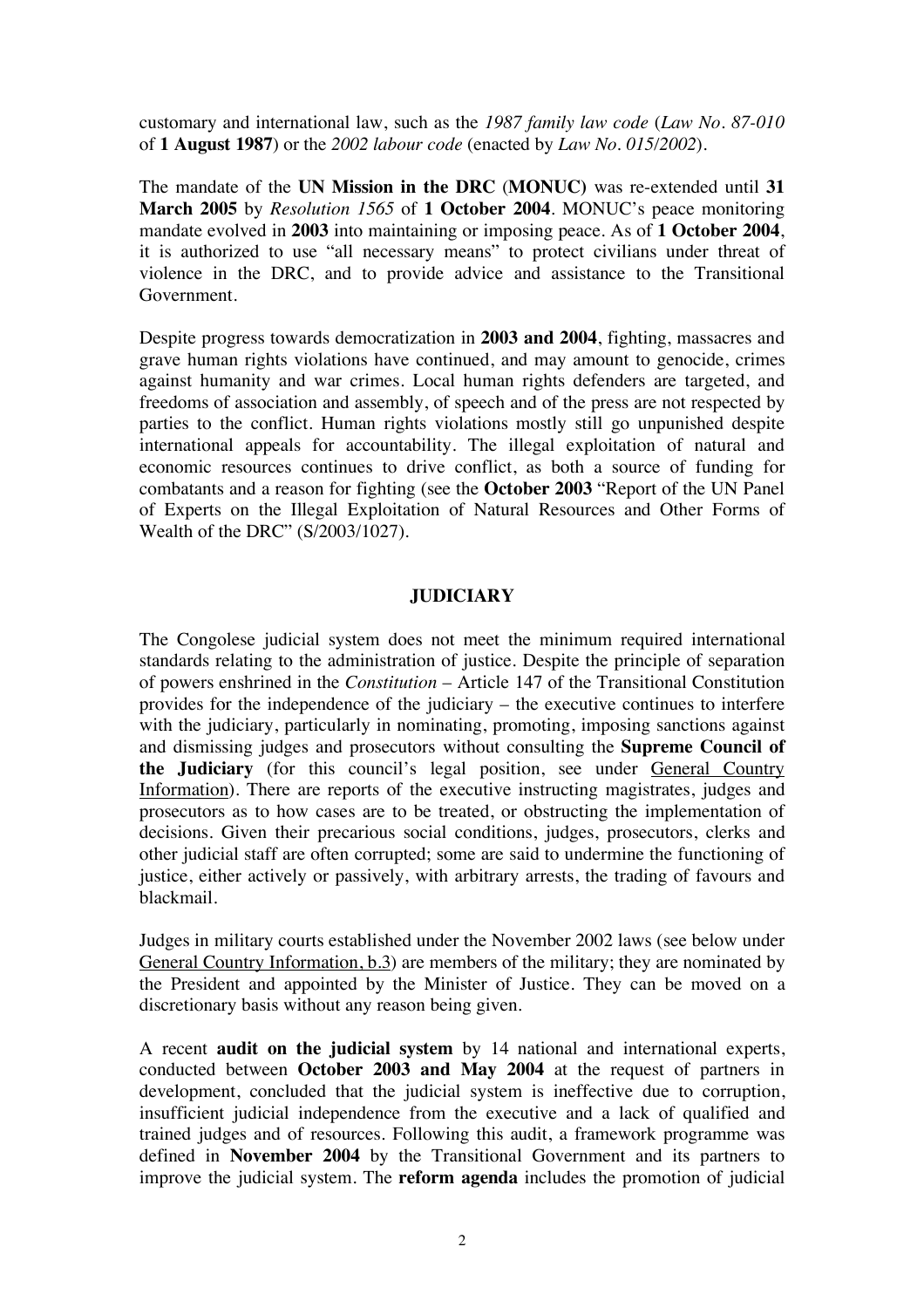customary and international law, such as the *1987 family law code* (*Law No. 87-010* of **1 August 1987**) or the *2002 labour code* (enacted by *Law No. 015/2002*).

The mandate of the **UN Mission in the DRC** (**MONUC)** was re-extended until **31 March 2005** by *Resolution 1565* of **1 October 2004**. MONUC's peace monitoring mandate evolved in **2003** into maintaining or imposing peace. As of **1 October 2004**, it is authorized to use "all necessary means" to protect civilians under threat of violence in the DRC, and to provide advice and assistance to the Transitional Government.

Despite progress towards democratization in **2003 and 2004**, fighting, massacres and grave human rights violations have continued, and may amount to genocide, crimes against humanity and war crimes. Local human rights defenders are targeted, and freedoms of association and assembly, of speech and of the press are not respected by parties to the conflict. Human rights violations mostly still go unpunished despite international appeals for accountability. The illegal exploitation of natural and economic resources continues to drive conflict, as both a source of funding for combatants and a reason for fighting (see the **October 2003** "Report of the UN Panel of Experts on the Illegal Exploitation of Natural Resources and Other Forms of Wealth of the DRC" (S/2003/1027).

## JUDICIARY

The Congolese judicial system does not meet the minimum required international standards relating to the administration of justice. Despite the principle of separation of powers enshrined in the *Constitution* – Article 147 of the Transitional Constitution provides for the independence of the judiciary – the executive continues to interfere with the judiciary, particularly in nominating, promoting, imposing sanctions against and dismissing judges and prosecutors without consulting the **Supreme Council of the Judiciary** (for this council's legal position, see under General Country Information). There are reports of the executive instructing magistrates, judges and prosecutors as to how cases are to be treated, or obstructing the implementation of decisions. Given their precarious social conditions, judges, prosecutors, clerks and other judicial staff are often corrupted; some are said to undermine the functioning of justice, either actively or passively, with arbitrary arrests, the trading of favours and blackmail.

Judges in military courts established under the November 2002 laws (see below under General Country Information, b.3) are members of the military; they are nominated by the President and appointed by the Minister of Justice. They can be moved on a discretionary basis without any reason being given.

A recent **audit on the judicial system** by 14 national and international experts, conducted between **October 2003 and May 2004** at the request of partners in development, concluded that the judicial system is ineffective due to corruption, insufficient judicial independence from the executive and a lack of qualified and trained judges and of resources. Following this audit, a framework programme was defined in **November 2004** by the Transitional Government and its partners to improve the judicial system. The **reform agenda** includes the promotion of judicial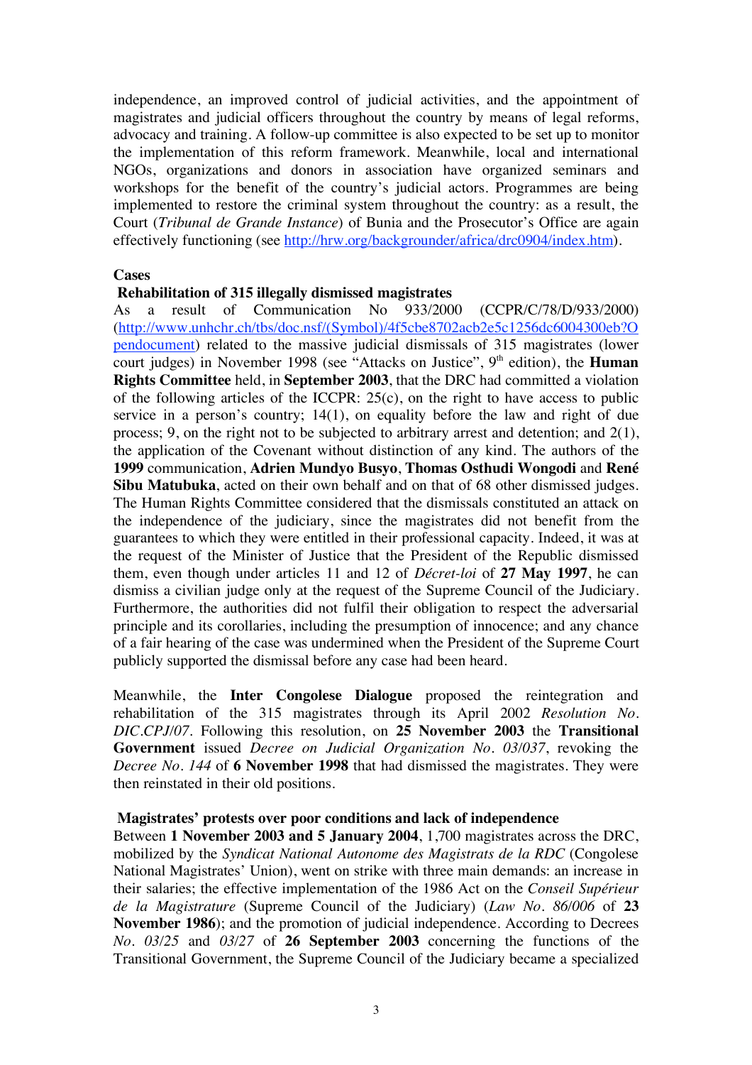independence, an improved control of judicial activities, and the appointment of magistrates and judicial officers throughout the country by means of legal reforms, advocacy and training. A follow-up committee is also expected to be set up to monitor the implementation of this reform framework. Meanwhile, local and international NGOs, organizations and donors in association have organized seminars and workshops for the benefit of the country's judicial actors. Programmes are being implemented to restore the criminal system throughout the country: as a result, the Court (*Tribunal de Grande Instance*) of Bunia and the Prosecutor's Office are again effectively functioning (see http://hrw.org/backgrounder/africa/drc0904/index.htm).

## Cases

### Rehabilitation of 315 illegally dismissed magistrates

As a result of Communication No 933/2000 (CCPR/C/78/D/933/2000) (http://www.unhchr.ch/tbs/doc.nsf/(Symbol)/4f5cbe8702acb2e5c1256dc6004300eb?Opendocument) related to the massive judicial dismissals of 315 magistrates (lower court judges) in November 1998 (see "Attacks on Justice", 9th edition), the **Human Rights Committee** held, in **September 2003**, that the DRC had committed a violation of the following articles of the ICCPR: 25(c), on the right to have access to public service in a person's country; 14(1), on equality before the law and right of due process; 9, on the right not to be subjected to arbitrary arrest and detention; and 2(1), the application of the Covenant without distinction of any kind. The authors of the **1999** communication, **Adrien Mundyo Busyo**, **Thomas Osthudi Wongodi** and **René Sibu Matubuka**, acted on their own behalf and on that of 68 other dismissed judges. The Human Rights Committee considered that the dismissals constituted an attack on the independence of the judiciary, since the magistrates did not benefit from the guarantees to which they were entitled in their professional capacity. Indeed, it was at the request of the Minister of Justice that the President of the Republic dismissed them, even though under articles 11 and 12 of *Décret-loi* of **27 May 1997**, he can dismiss a civilian judge only at the request of the Supreme Council of the Judiciary. Furthermore, the authorities did not fulfil their obligation to respect the adversarial principle and its corollaries, including the presumption of innocence; and any chance of a fair hearing of the case was undermined when the President of the Supreme Court publicly supported the dismissal before any case had been heard.

Meanwhile, the **Inter Congolese Dialogue** proposed the reintegration and rehabilitation of the 315 magistrates through its April 2002 *Resolution No. DIC.CPJ/07*. Following this resolution, on **25 November 2003** the **Transitional Government** issued *Decree on Judicial Organization No. 03/037*, revoking the *Decree No. 144* of **6 November 1998** that had dismissed the magistrates. They were then reinstated in their old positions.

### Magistrates' protests over poor conditions and lack of independence

Between **1 November 2003 and 5 January 2004**, 1,700 magistrates across the DRC, mobilized by the *Syndicat National Autonome des Magistrats de la RDC* (Congolese National Magistrates' Union), went on strike with three main demands: an increase in their salaries; the effective implementation of the 1986 Act on the *Conseil Supérieur de la Magistrature* (Supreme Council of the Judiciary) (*Law No. 86/006* of **23 November 1986**); and the promotion of judicial independence. According to Decrees *No. 03/25* and *03/27* of **26 September 2003** concerning the functions of the Transitional Government, the Supreme Council of the Judiciary became a specialized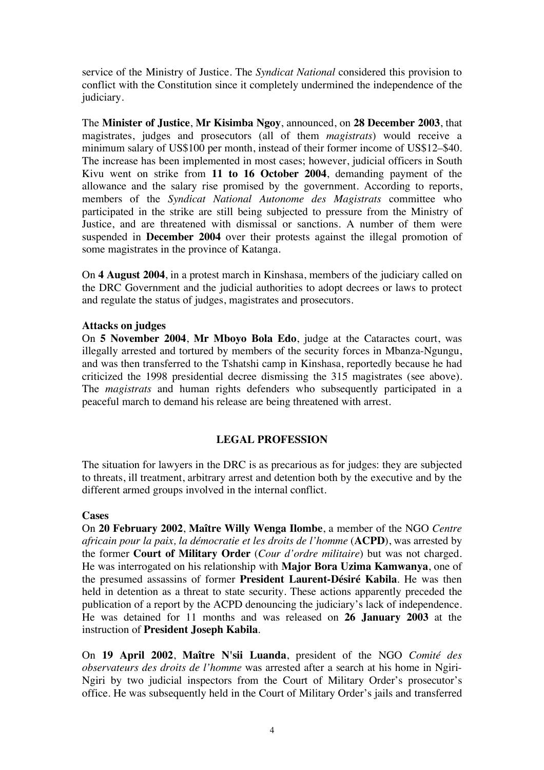service of the Ministry of Justice. The *Syndicat National* considered this provision to conflict with the Constitution since it completely undermined the independence of the judiciary.

The **Minister of Justice**, **Mr Kisimba Ngoy**, announced, on **28 December 2003**, that magistrates, judges and prosecutors (all of them *magistrats*) would receive a minimum salary of US$100 per month, instead of their former income of US$12–$40. The increase has been implemented in most cases; however, judicial officers in South Kivu went on strike from **11 to 16 October 2004**, demanding payment of the allowance and the salary rise promised by the government. According to reports, members of the *Syndicat National Autonome des Magistrats* committee who participated in the strike are still being subjected to pressure from the Ministry of Justice, and are threatened with dismissal or sanctions. A number of them were suspended in **December 2004** over their protests against the illegal promotion of some magistrates in the province of Katanga.

On **4 August 2004**, in a protest march in Kinshasa, members of the judiciary called on the DRC Government and the judicial authorities to adopt decrees or laws to protect and regulate the status of judges, magistrates and prosecutors.

**Attacks on judges**

On **5 November 2004**, **Mr Mboyo Bola Edo**, judge at the Cataractes court, was illegally arrested and tortured by members of the security forces in Mbanza-Ngungu, and was then transferred to the Tshatshi camp in Kinshasa, reportedly because he had criticized the 1998 presidential decree dismissing the 315 magistrates (see above). The *magistrats* and human rights defenders who subsequently participated in a peaceful march to demand his release are being threatened with arrest.

## LEGAL PROFESSION

The situation for lawyers in the DRC is as precarious as for judges: they are subjected to threats, ill treatment, arbitrary arrest and detention both by the executive and by the different armed groups involved in the internal conflict.

**Cases**

On **20 February 2002**, **Maître Willy Wenga Ilombe**, a member of the NGO *Centre africain pour la paix, la démocratie et les droits de l'homme* (**ACPD**), was arrested by the former **Court of Military Order** (*Cour d'ordre militaire*) but was not charged. He was interrogated on his relationship with **Major Bora Uzima Kamwanya**, one of the presumed assassins of former **President Laurent-Désiré Kabila**. He was then held in detention as a threat to state security. These actions apparently preceded the publication of a report by the ACPD denouncing the judiciary's lack of independence. He was detained for 11 months and was released on **26 January 2003** at the instruction of **President Joseph Kabila**.

On **19 April 2002**, **Maître N'sii Luanda**, president of the NGO *Comité des observateurs des droits de l'homme* was arrested after a search at his home in Ngiri-Ngiri by two judicial inspectors from the Court of Military Order's prosecutor's office. He was subsequently held in the Court of Military Order's jails and transferred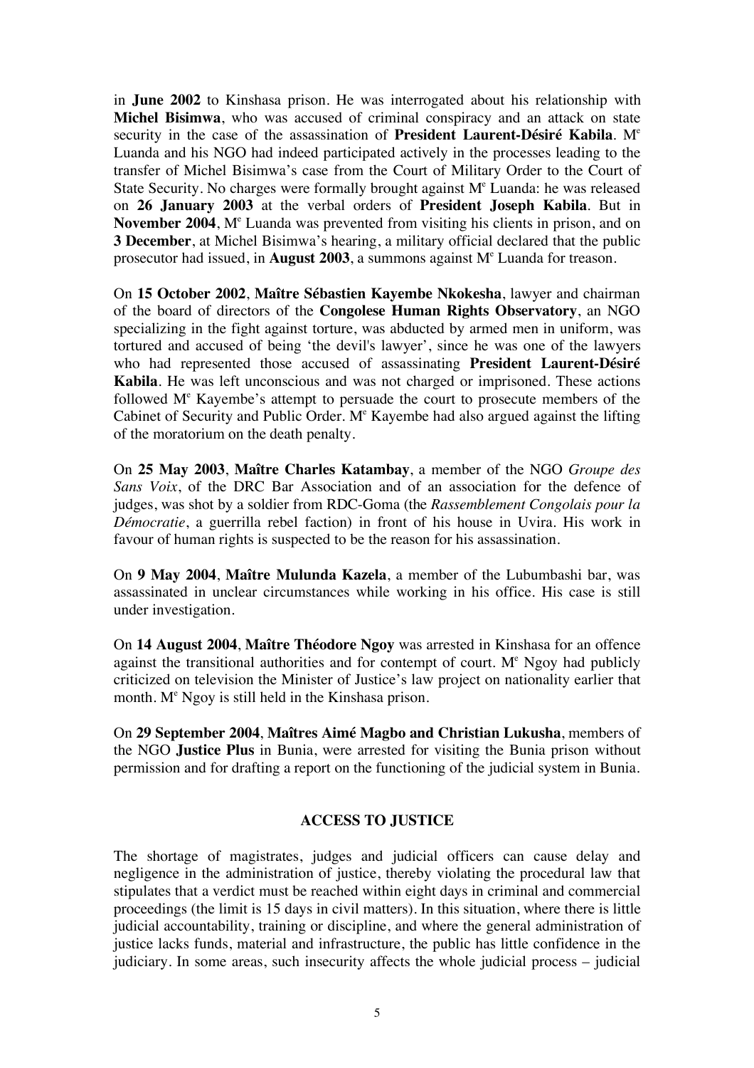in **June 2002** to Kinshasa prison. He was interrogated about his relationship with **Michel Bisimwa**, who was accused of criminal conspiracy and an attack on state security in the case of the assassination of **President Laurent-Désiré Kabila**. M[e] Luanda and his NGO had indeed participated actively in the processes leading to the transfer of Michel Bisimwa's case from the Court of Military Order to the Court of State Security. No charges were formally brought against M[e] Luanda: he was released on **26 January 2003** at the verbal orders of **President Joseph Kabila**. But in **November 2004**, M[e] Luanda was prevented from visiting his clients in prison, and on **3 December**, at Michel Bisimwa's hearing, a military official declared that the public prosecutor had issued, in **August 2003**, a summons against M[e] Luanda for treason.

On **15 October 2002**, **Maître Sébastien Kayembe Nkokesha**, lawyer and chairman of the board of directors of the **Congolese Human Rights Observatory**, an NGO specializing in the fight against torture, was abducted by armed men in uniform, was tortured and accused of being 'the devil's lawyer', since he was one of the lawyers who had represented those accused of assassinating **President Laurent-Désiré Kabila**. He was left unconscious and was not charged or imprisoned. These actions followed M[e] Kayembe's attempt to persuade the court to prosecute members of the Cabinet of Security and Public Order. M[e] Kayembe had also argued against the lifting of the moratorium on the death penalty.

On **25 May 2003**, **Maître Charles Katambay**, a member of the NGO *Groupe des Sans Voix*, of the DRC Bar Association and of an association for the defence of judges, was shot by a soldier from RDC-Goma (the *Rassemblement Congolais pour la Démocratie*, a guerrilla rebel faction) in front of his house in Uvira. His work in favour of human rights is suspected to be the reason for his assassination.

On **9 May 2004**, **Maître Mulunda Kazela**, a member of the Lubumbashi bar, was assassinated in unclear circumstances while working in his office. His case is still under investigation.

On **14 August 2004**, **Maître Théodore Ngoy** was arrested in Kinshasa for an offence against the transitional authorities and for contempt of court. M[e] Ngoy had publicly criticized on television the Minister of Justice's law project on nationality earlier that month. M[e] Ngoy is still held in the Kinshasa prison.

On **29 September 2004**, **Maîtres Aimé Magbo and Christian Lukusha**, members of the NGO **Justice Plus** in Bunia, were arrested for visiting the Bunia prison without permission and for drafting a report on the functioning of the judicial system in Bunia.

## ACCESS TO JUSTICE

The shortage of magistrates, judges and judicial officers can cause delay and negligence in the administration of justice, thereby violating the procedural law that stipulates that a verdict must be reached within eight days in criminal and commercial proceedings (the limit is 15 days in civil matters). In this situation, where there is little judicial accountability, training or discipline, and where the general administration of justice lacks funds, material and infrastructure, the public has little confidence in the judiciary. In some areas, such insecurity affects the whole judicial process – judicial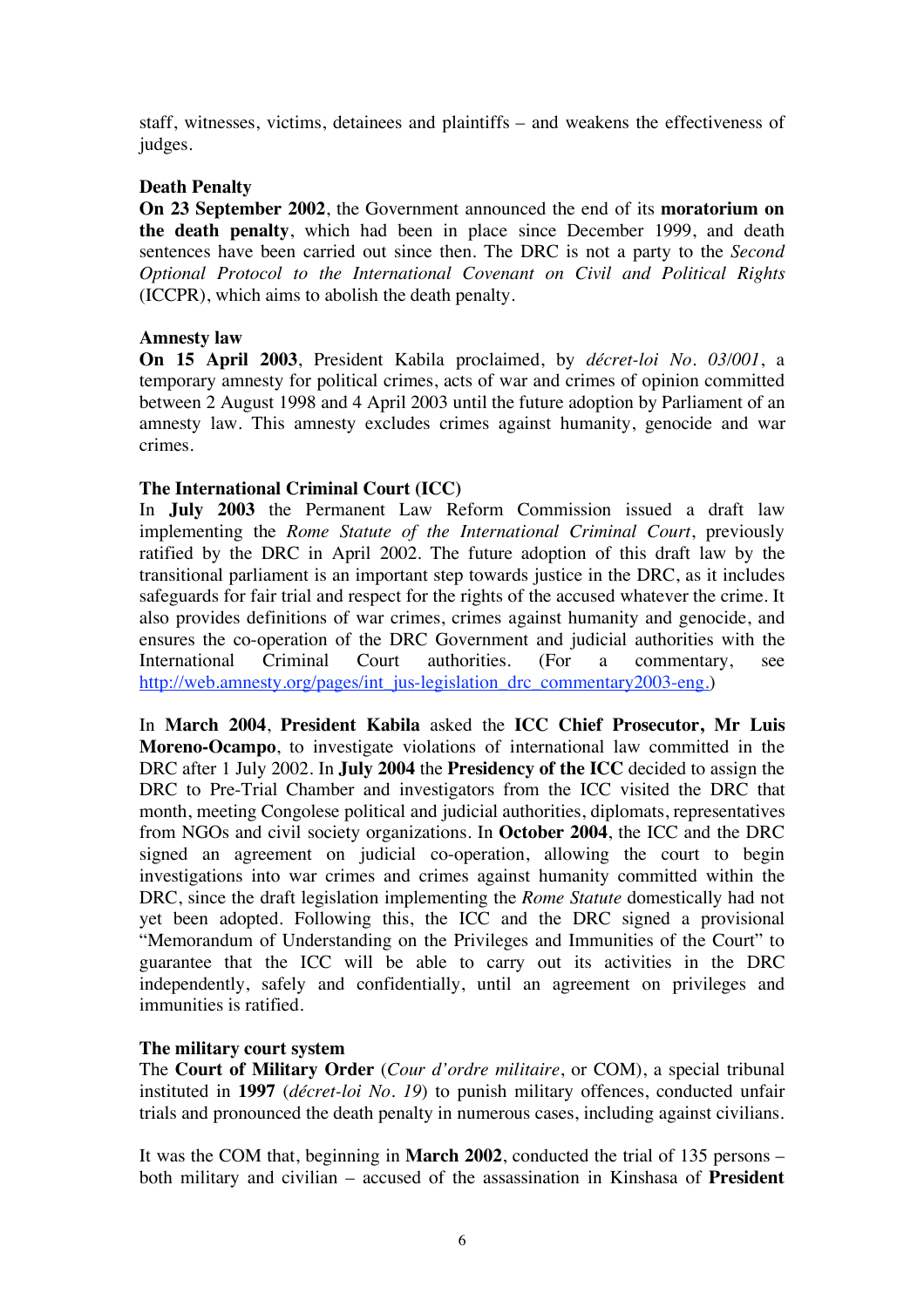staff, witnesses, victims, detainees and plaintiffs – and weakens the effectiveness of judges.

**Death Penalty**

**On 23 September 2002**, the Government announced the end of its **moratorium on the death penalty**, which had been in place since December 1999, and death sentences have been carried out since then. The DRC is not a party to the *Second Optional Protocol to the International Covenant on Civil and Political Rights* (ICCPR), which aims to abolish the death penalty.

**Amnesty law**

**On 15 April 2003**, President Kabila proclaimed, by *décret-loi No. 03/001*, a temporary amnesty for political crimes, acts of war and crimes of opinion committed between 2 August 1998 and 4 April 2003 until the future adoption by Parliament of an amnesty law. This amnesty excludes crimes against humanity, genocide and war crimes.

**The International Criminal Court (ICC)**

In **July 2003** the Permanent Law Reform Commission issued a draft law implementing the *Rome Statute of the International Criminal Court*, previously ratified by the DRC in April 2002. The future adoption of this draft law by the transitional parliament is an important step towards justice in the DRC, as it includes safeguards for fair trial and respect for the rights of the accused whatever the crime. It also provides definitions of war crimes, crimes against humanity and genocide, and ensures the co-operation of the DRC Government and judicial authorities with the International Criminal Court authorities. (For a commentary, see http://web.amnesty.org/pages/int_jus-legislation_drc_commentary2003-eng.)

In **March 2004**, **President Kabila** asked the **ICC Chief Prosecutor, Mr Luis Moreno-Ocampo**, to investigate violations of international law committed in the DRC after 1 July 2002. In **July 2004** the **Presidency of the ICC** decided to assign the DRC to Pre-Trial Chamber and investigators from the ICC visited the DRC that month, meeting Congolese political and judicial authorities, diplomats, representatives from NGOs and civil society organizations. In **October 2004**, the ICC and the DRC signed an agreement on judicial co-operation, allowing the court to begin investigations into war crimes and crimes against humanity committed within the DRC, since the draft legislation implementing the *Rome Statute* domestically had not yet been adopted. Following this, the ICC and the DRC signed a provisional "Memorandum of Understanding on the Privileges and Immunities of the Court" to guarantee that the ICC will be able to carry out its activities in the DRC independently, safely and confidentially, until an agreement on privileges and immunities is ratified.

**The military court system**

The **Court of Military Order** (*Cour d'ordre militaire*, or COM), a special tribunal instituted in **1997** (*décret-loi No. 19*) to punish military offences, conducted unfair trials and pronounced the death penalty in numerous cases, including against civilians.

It was the COM that, beginning in **March 2002**, conducted the trial of 135 persons – both military and civilian – accused of the assassination in Kinshasa of **President**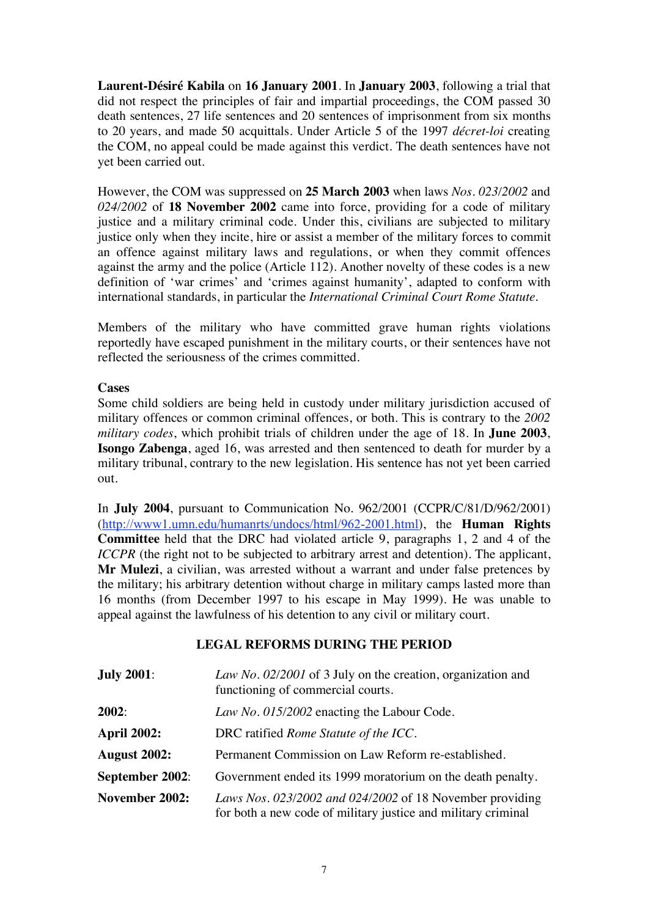**Laurent-Désiré Kabila** on **16 January 2001**. In **January 2003**, following a trial that did not respect the principles of fair and impartial proceedings, the COM passed 30 death sentences, 27 life sentences and 20 sentences of imprisonment from six months to 20 years, and made 50 acquittals. Under Article 5 of the 1997 *décret-loi* creating the COM, no appeal could be made against this verdict. The death sentences have not yet been carried out.

However, the COM was suppressed on **25 March 2003** when laws *Nos. 023/2002* and *024/2002* of **18 November 2002** came into force, providing for a code of military justice and a military criminal code. Under this, civilians are subjected to military justice only when they incite, hire or assist a member of the military forces to commit an offence against military laws and regulations, or when they commit offences against the army and the police (Article 112). Another novelty of these codes is a new definition of 'war crimes' and 'crimes against humanity', adapted to conform with international standards, in particular the *International Criminal Court Rome Statute*.

Members of the military who have committed grave human rights violations reportedly have escaped punishment in the military courts, or their sentences have not reflected the seriousness of the crimes committed.

**Cases**

Some child soldiers are being held in custody under military jurisdiction accused of military offences or common criminal offences, or both. This is contrary to the *2002 military codes*, which prohibit trials of children under the age of 18. In **June 2003**, **Isongo Zabenga**, aged 16, was arrested and then sentenced to death for murder by a military tribunal, contrary to the new legislation. His sentence has not yet been carried out.

In **July 2004**, pursuant to Communication No. 962/2001 (CCPR/C/81/D/962/2001) (http://www1.umn.edu/humanrts/undocs/html/962-2001.html), the **Human Rights Committee** held that the DRC had violated article 9, paragraphs 1, 2 and 4 of the *ICCPR* (the right not to be subjected to arbitrary arrest and detention). The applicant, **Mr Mulezi**, a civilian, was arrested without a warrant and under false pretences by the military; his arbitrary detention without charge in military camps lasted more than 16 months (from December 1997 to his escape in May 1999). He was unable to appeal against the lawfulness of his detention to any civil or military court.

## LEGAL REFORMS DURING THE PERIOD

**July 2001**: *Law No. 02/2001* of 3 July on the creation, organization and functioning of commercial courts.

**2002**: *Law No. 015/2002* enacting the Labour Code.

**April 2002:** DRC ratified *Rome Statute of the ICC*.

**August 2002:** Permanent Commission on Law Reform re-established.

**September 2002**: Government ended its 1999 moratorium on the death penalty.

**November 2002:** *Laws Nos. 023/2002 and 024/2002* of 18 November providing for both a new code of military justice and military criminal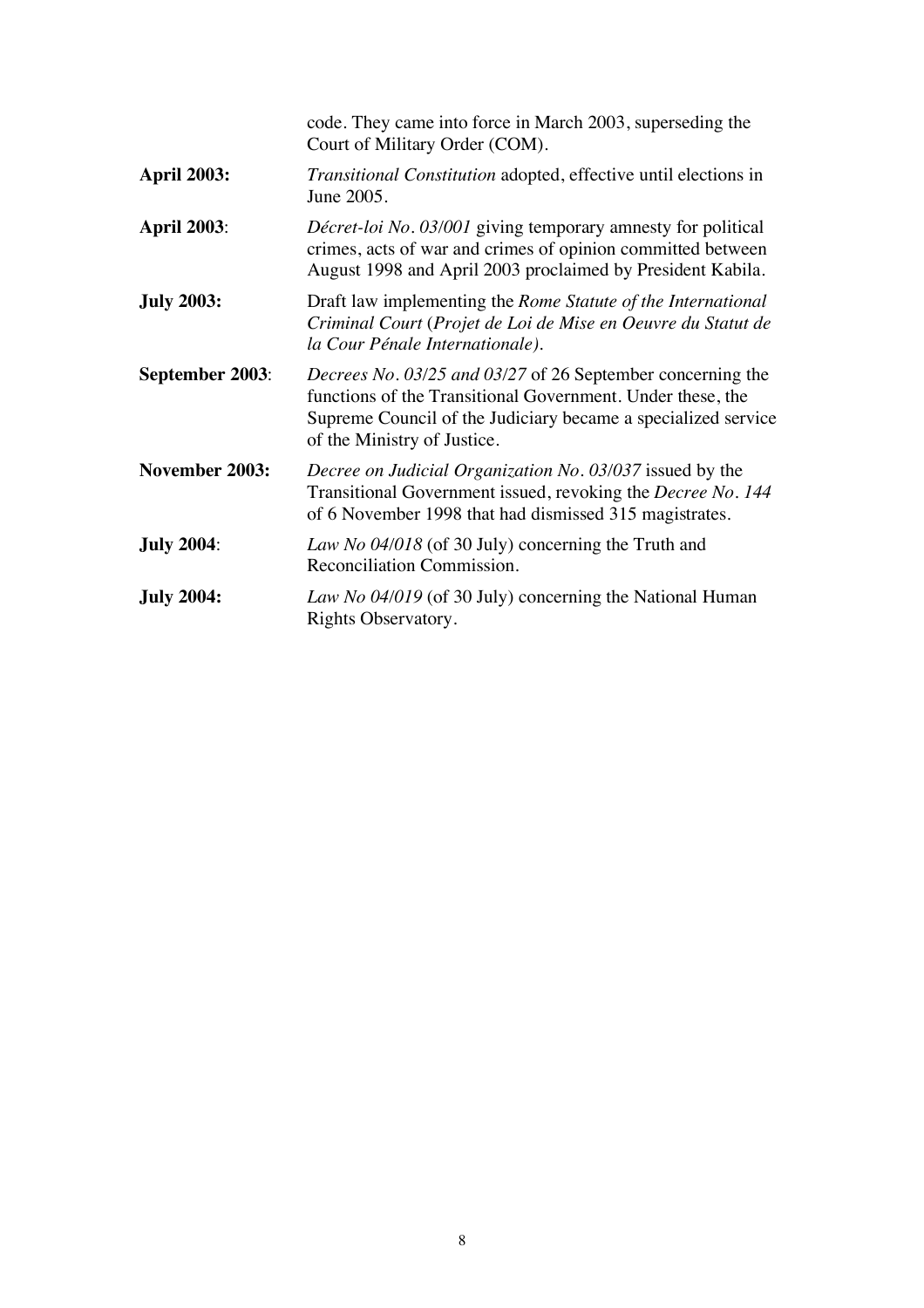code. They came into force in March 2003, superseding the Court of Military Order (COM).

**April 2003:** *Transitional Constitution* adopted, effective until elections in June 2005.

**April 2003**: *Décret-loi No. 03/001* giving temporary amnesty for political crimes, acts of war and crimes of opinion committed between August 1998 and April 2003 proclaimed by President Kabila.

**July 2003:** Draft law implementing the *Rome Statute of the International Criminal Court* (*Projet de Loi de Mise en Oeuvre du Statut de la Cour Pénale Internationale).*

**September 2003**: *Decrees No. 03/25 and 03/27* of 26 September concerning the functions of the Transitional Government. Under these, the Supreme Council of the Judiciary became a specialized service of the Ministry of Justice.

**November 2003:** *Decree on Judicial Organization No. 03/037* issued by the Transitional Government issued, revoking the *Decree No. 144* of 6 November 1998 that had dismissed 315 magistrates.

**July 2004**: *Law No 04/018* (of 30 July) concerning the Truth and Reconciliation Commission.

**July 2004:** *Law No 04/019* (of 30 July) concerning the National Human Rights Observatory.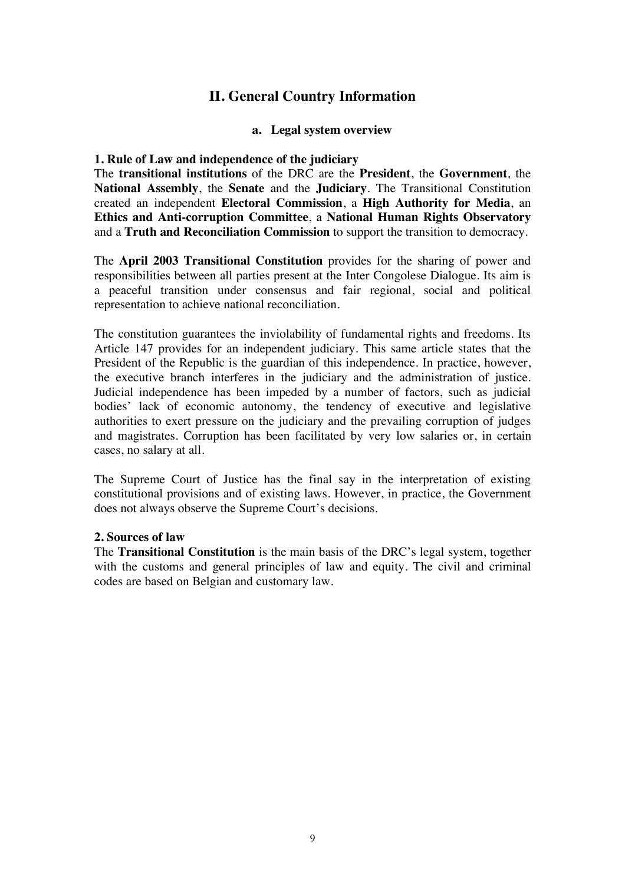## II. General Country Information

### a. Legal system overview

**1. Rule of Law and independence of the judiciary**

The **transitional institutions** of the DRC are the **President**, the **Government**, the **National Assembly**, the **Senate** and the **Judiciary**. The Transitional Constitution created an independent **Electoral Commission**, a **High Authority for Media**, an **Ethics and Anti-corruption Committee**, a **National Human Rights Observatory** and a **Truth and Reconciliation Commission** to support the transition to democracy.

The **April 2003 Transitional Constitution** provides for the sharing of power and responsibilities between all parties present at the Inter Congolese Dialogue. Its aim is a peaceful transition under consensus and fair regional, social and political representation to achieve national reconciliation.

The constitution guarantees the inviolability of fundamental rights and freedoms. Its Article 147 provides for an independent judiciary. This same article states that the President of the Republic is the guardian of this independence. In practice, however, the executive branch interferes in the judiciary and the administration of justice. Judicial independence has been impeded by a number of factors, such as judicial bodies' lack of economic autonomy, the tendency of executive and legislative authorities to exert pressure on the judiciary and the prevailing corruption of judges and magistrates. Corruption has been facilitated by very low salaries or, in certain cases, no salary at all.

The Supreme Court of Justice has the final say in the interpretation of existing constitutional provisions and of existing laws. However, in practice, the Government does not always observe the Supreme Court's decisions.

**2. Sources of law**

The **Transitional Constitution** is the main basis of the DRC's legal system, together with the customs and general principles of law and equity. The civil and criminal codes are based on Belgian and customary law.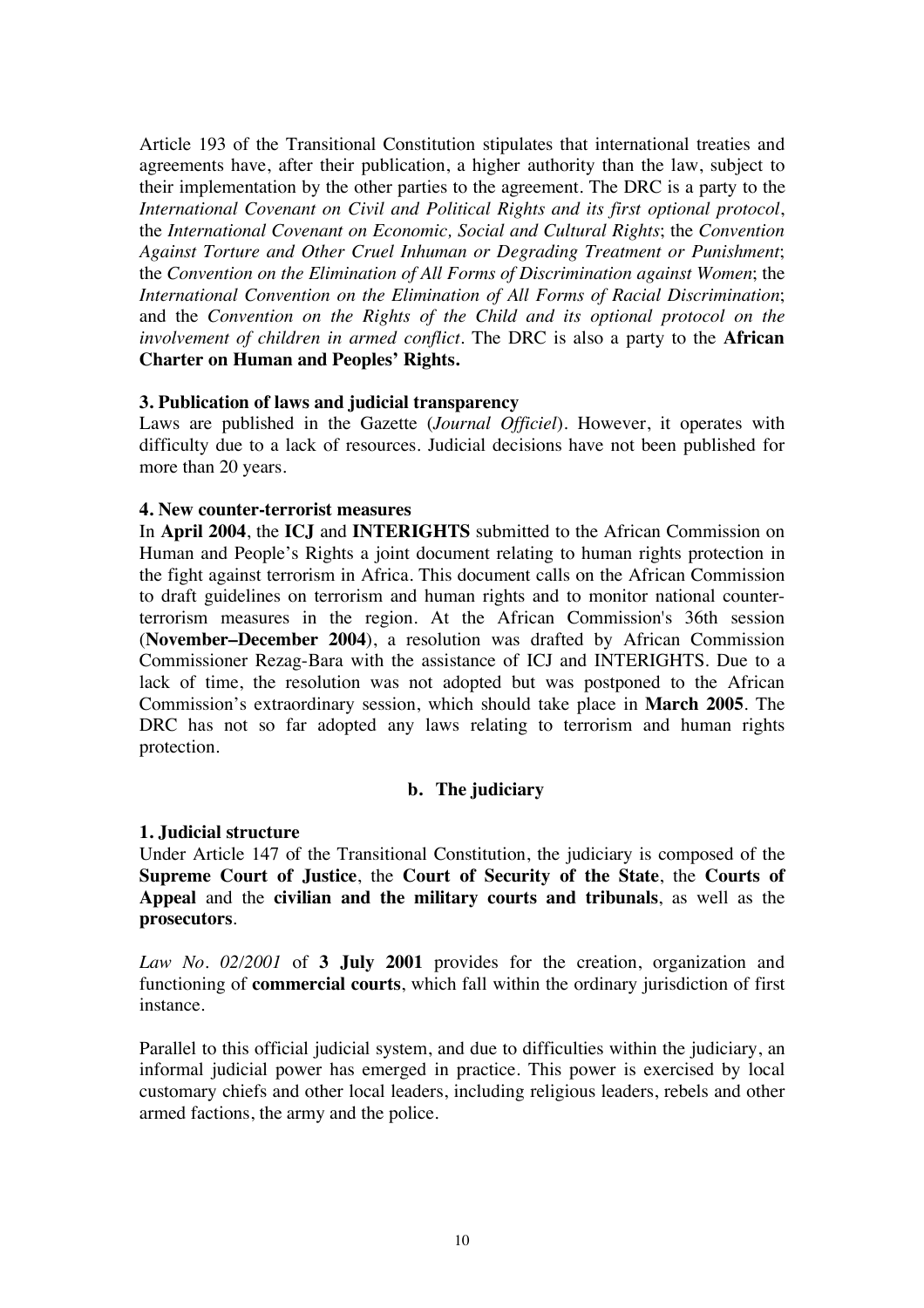Article 193 of the Transitional Constitution stipulates that international treaties and agreements have, after their publication, a higher authority than the law, subject to their implementation by the other parties to the agreement. The DRC is a party to the *International Covenant on Civil and Political Rights and its first optional protocol*, the *International Covenant on Economic, Social and Cultural Rights*; the *Convention Against Torture and Other Cruel Inhuman or Degrading Treatment or Punishment*; the *Convention on the Elimination of All Forms of Discrimination against Women*; the *International Convention on the Elimination of All Forms of Racial Discrimination*; and the *Convention on the Rights of the Child and its optional protocol on the involvement of children in armed conflict*. The DRC is also a party to the **African Charter on Human and Peoples' Rights.**

**3. Publication of laws and judicial transparency**

Laws are published in the Gazette (*Journal Officiel*). However, it operates with difficulty due to a lack of resources. Judicial decisions have not been published for more than 20 years.

**4. New counter-terrorist measures**

In **April 2004**, the **ICJ** and **INTERIGHTS** submitted to the African Commission on Human and People's Rights a joint document relating to human rights protection in the fight against terrorism in Africa. This document calls on the African Commission to draft guidelines on terrorism and human rights and to monitor national counter-terrorism measures in the region. At the African Commission's 36th session (**November–December 2004**), a resolution was drafted by African Commission Commissioner Rezag-Bara with the assistance of ICJ and INTERIGHTS. Due to a lack of time, the resolution was not adopted but was postponed to the African Commission's extraordinary session, which should take place in **March 2005**. The DRC has not so far adopted any laws relating to terrorism and human rights protection.

### b. The judiciary

**1. Judicial structure**

Under Article 147 of the Transitional Constitution, the judiciary is composed of the **Supreme Court of Justice**, the **Court of Security of the State**, the **Courts of Appeal** and the **civilian and the military courts and tribunals**, as well as the **prosecutors**.

*Law No. 02/2001* of **3 July 2001** provides for the creation, organization and functioning of **commercial courts**, which fall within the ordinary jurisdiction of first instance.

Parallel to this official judicial system, and due to difficulties within the judiciary, an informal judicial power has emerged in practice. This power is exercised by local customary chiefs and other local leaders, including religious leaders, rebels and other armed factions, the army and the police.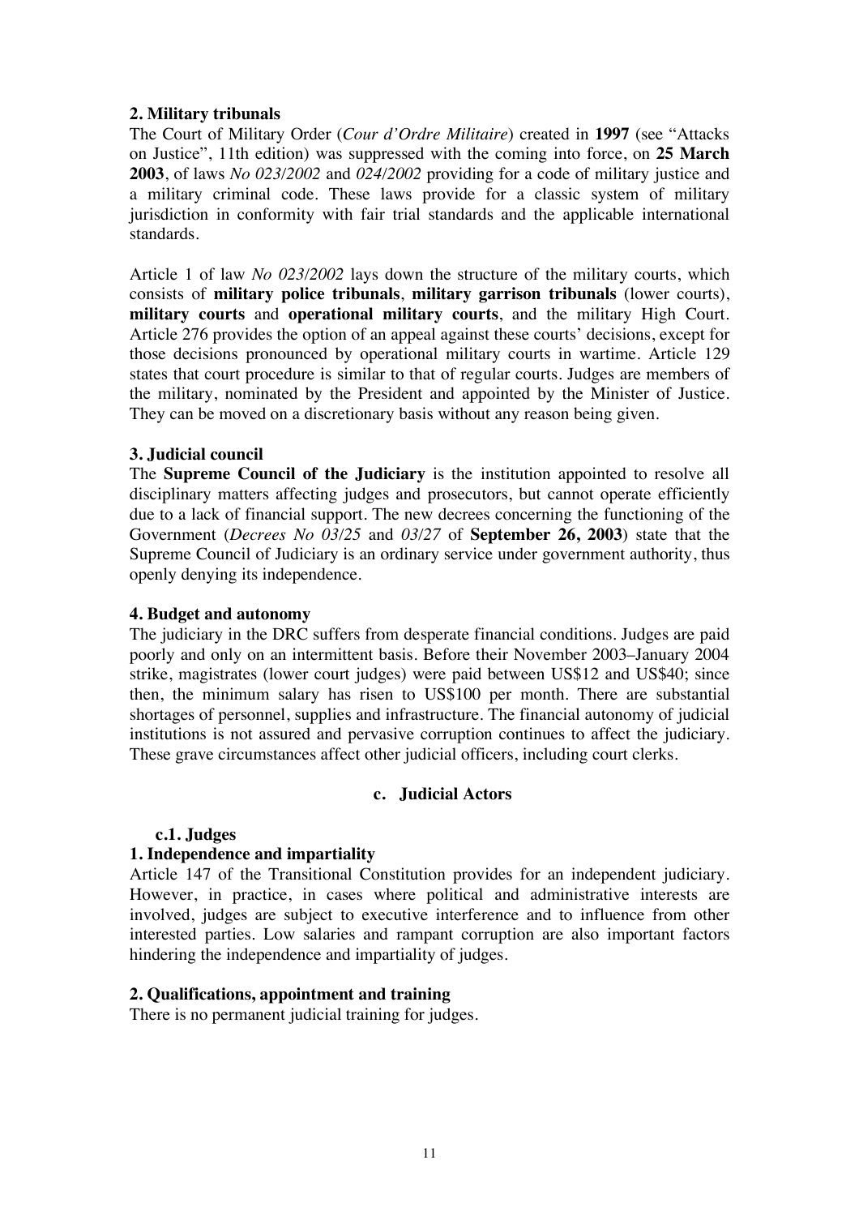### 2. Military tribunals

The Court of Military Order (*Cour d'Ordre Militaire*) created in **1997** (see "Attacks on Justice", 11th edition) was suppressed with the coming into force, on **25 March 2003**, of laws *No 023/2002* and *024/2002* providing for a code of military justice and a military criminal code. These laws provide for a classic system of military jurisdiction in conformity with fair trial standards and the applicable international standards.

Article 1 of law *No 023/2002* lays down the structure of the military courts, which consists of **military police tribunals**, **military garrison tribunals** (lower courts), **military courts** and **operational military courts**, and the military High Court. Article 276 provides the option of an appeal against these courts' decisions, except for those decisions pronounced by operational military courts in wartime. Article 129 states that court procedure is similar to that of regular courts. Judges are members of the military, nominated by the President and appointed by the Minister of Justice. They can be moved on a discretionary basis without any reason being given.

### 3. Judicial council

The **Supreme Council of the Judiciary** is the institution appointed to resolve all disciplinary matters affecting judges and prosecutors, but cannot operate efficiently due to a lack of financial support. The new decrees concerning the functioning of the Government (*Decrees No 03/25* and *03/27* of **September 26, 2003**) state that the Supreme Council of Judiciary is an ordinary service under government authority, thus openly denying its independence.

### 4. Budget and autonomy

The judiciary in the DRC suffers from desperate financial conditions. Judges are paid poorly and only on an intermittent basis. Before their November 2003–January 2004 strike, magistrates (lower court judges) were paid between US$12 and US$40; since then, the minimum salary has risen to US$100 per month. There are substantial shortages of personnel, supplies and infrastructure. The financial autonomy of judicial institutions is not assured and pervasive corruption continues to affect the judiciary. These grave circumstances affect other judicial officers, including court clerks.

## c. Judicial Actors

### c.1. Judges

### 1. Independence and impartiality

Article 147 of the Transitional Constitution provides for an independent judiciary. However, in practice, in cases where political and administrative interests are involved, judges are subject to executive interference and to influence from other interested parties. Low salaries and rampant corruption are also important factors hindering the independence and impartiality of judges.

### 2. Qualifications, appointment and training

There is no permanent judicial training for judges.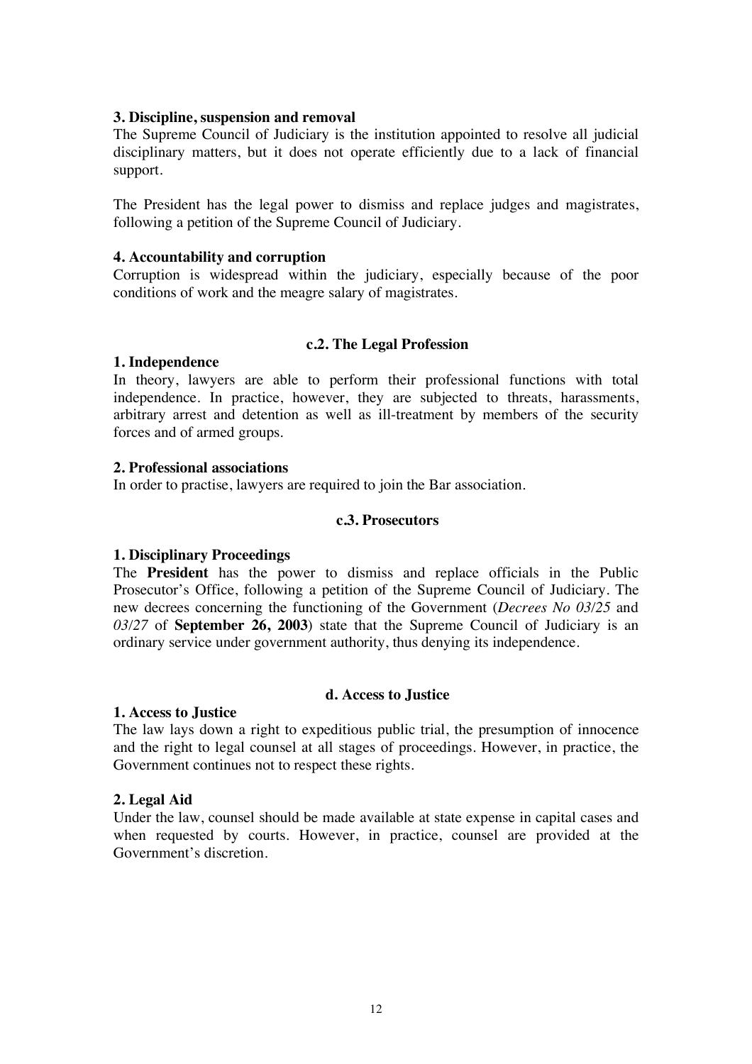**3. Discipline, suspension and removal**

The Supreme Council of Judiciary is the institution appointed to resolve all judicial disciplinary matters, but it does not operate efficiently due to a lack of financial support.

The President has the legal power to dismiss and replace judges and magistrates, following a petition of the Supreme Council of Judiciary.

**4. Accountability and corruption**

Corruption is widespread within the judiciary, especially because of the poor conditions of work and the meagre salary of magistrates.

### c.2. The Legal Profession

**1. Independence**

In theory, lawyers are able to perform their professional functions with total independence. In practice, however, they are subjected to threats, harassments, arbitrary arrest and detention as well as ill-treatment by members of the security forces and of armed groups.

**2. Professional associations**

In order to practise, lawyers are required to join the Bar association.

### c.3. Prosecutors

**1. Disciplinary Proceedings**

The **President** has the power to dismiss and replace officials in the Public Prosecutor's Office, following a petition of the Supreme Council of Judiciary. The new decrees concerning the functioning of the Government (*Decrees No 03/25* and *03/27* of **September 26, 2003**) state that the Supreme Council of Judiciary is an ordinary service under government authority, thus denying its independence.

### d. Access to Justice

**1. Access to Justice**

The law lays down a right to expeditious public trial, the presumption of innocence and the right to legal counsel at all stages of proceedings. However, in practice, the Government continues not to respect these rights.

**2. Legal Aid**

Under the law, counsel should be made available at state expense in capital cases and when requested by courts. However, in practice, counsel are provided at the Government's discretion.